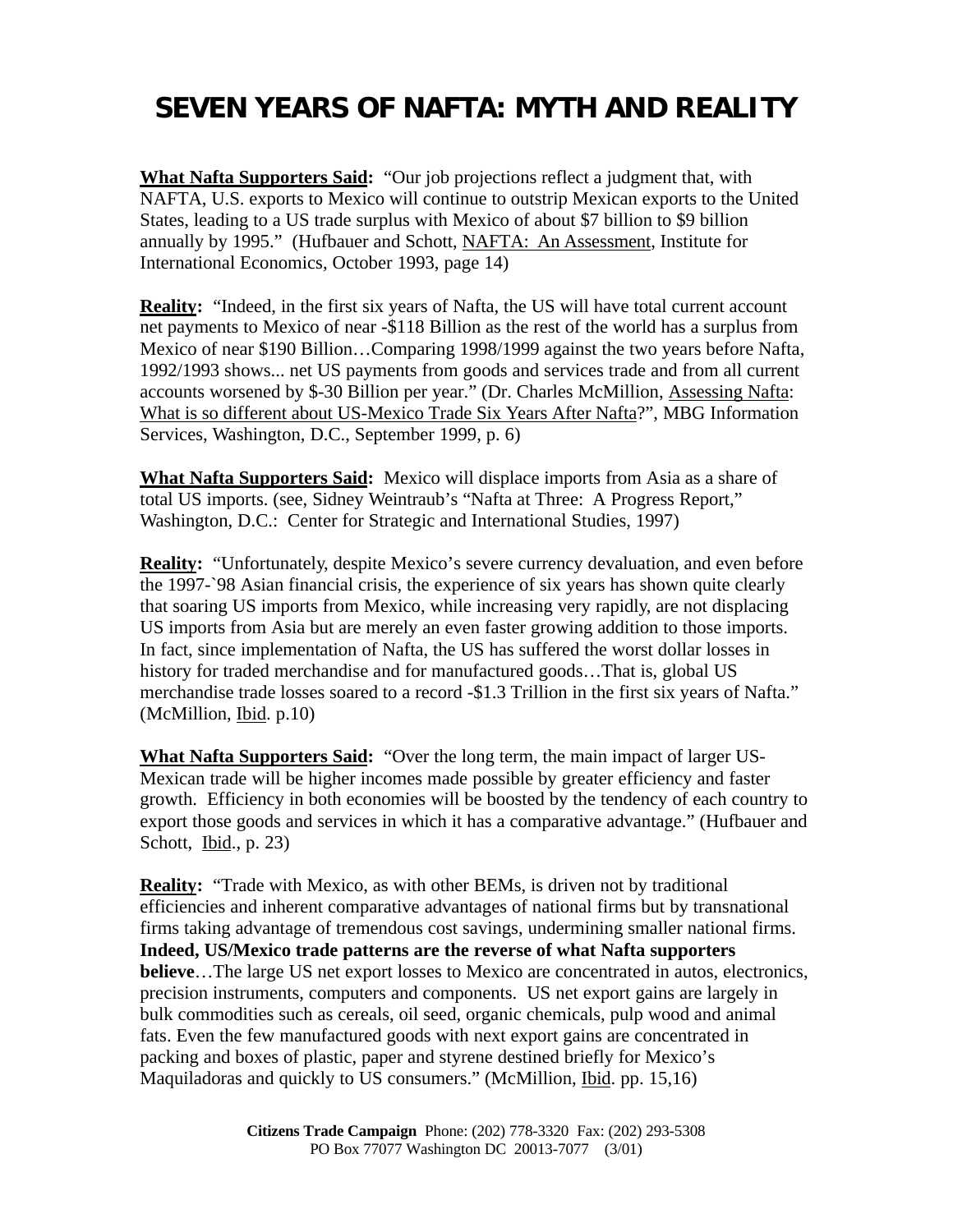# SEVEN YEARS OF NAFTA: MYTH AND REALITY

**What Nafta Supporters Said:** "Our job projections reflect a judgment that, with NAFTA, U.S. exports to Mexico will continue to outstrip Mexican exports to the United States, leading to a US trade surplus with Mexico of about $7 billion to $9 billion annually by 1995." (Hufbauer and Schott, NAFTA: An Assessment, Institute for International Economics, October 1993, page 14)

**Reality:** "Indeed, in the first six years of Nafta, the US will have total current account net payments to Mexico of near -$118 Billion as the rest of the world has a surplus from Mexico of near $190 Billion…Comparing 1998/1999 against the two years before Nafta, 1992/1993 shows... net US payments from goods and services trade and from all current accounts worsened by $-30 Billion per year." (Dr. Charles McMillion, Assessing Nafta: What is so different about US-Mexico Trade Six Years After Nafta?", MBG Information Services, Washington, D.C., September 1999, p. 6)

**What Nafta Supporters Said:** Mexico will displace imports from Asia as a share of total US imports. (see, Sidney Weintraub's "Nafta at Three: A Progress Report," Washington, D.C.: Center for Strategic and International Studies, 1997)

**Reality:** "Unfortunately, despite Mexico's severe currency devaluation, and even before the 1997-`98 Asian financial crisis, the experience of six years has shown quite clearly that soaring US imports from Mexico, while increasing very rapidly, are not displacing US imports from Asia but are merely an even faster growing addition to those imports. In fact, since implementation of Nafta, the US has suffered the worst dollar losses in history for traded merchandise and for manufactured goods…That is, global US merchandise trade losses soared to a record -$1.3 Trillion in the first six years of Nafta." (McMillion, Ibid. p.10)

**What Nafta Supporters Said:** "Over the long term, the main impact of larger US-Mexican trade will be higher incomes made possible by greater efficiency and faster growth. Efficiency in both economies will be boosted by the tendency of each country to export those goods and services in which it has a comparative advantage." (Hufbauer and Schott, Ibid., p. 23)

**Reality:** "Trade with Mexico, as with other BEMs, is driven not by traditional efficiencies and inherent comparative advantages of national firms but by transnational firms taking advantage of tremendous cost savings, undermining smaller national firms. **Indeed, US/Mexico trade patterns are the reverse of what Nafta supporters believe**…The large US net export losses to Mexico are concentrated in autos, electronics, precision instruments, computers and components. US net export gains are largely in bulk commodities such as cereals, oil seed, organic chemicals, pulp wood and animal fats. Even the few manufactured goods with next export gains are concentrated in packing and boxes of plastic, paper and styrene destined briefly for Mexico's Maquiladoras and quickly to US consumers." (McMillion, Ibid. pp. 15,16)

**Citizens Trade Campaign** Phone: (202) 778-3320 Fax: (202) 293-5308
PO Box 77077 Washington DC 20013-7077 (3/01)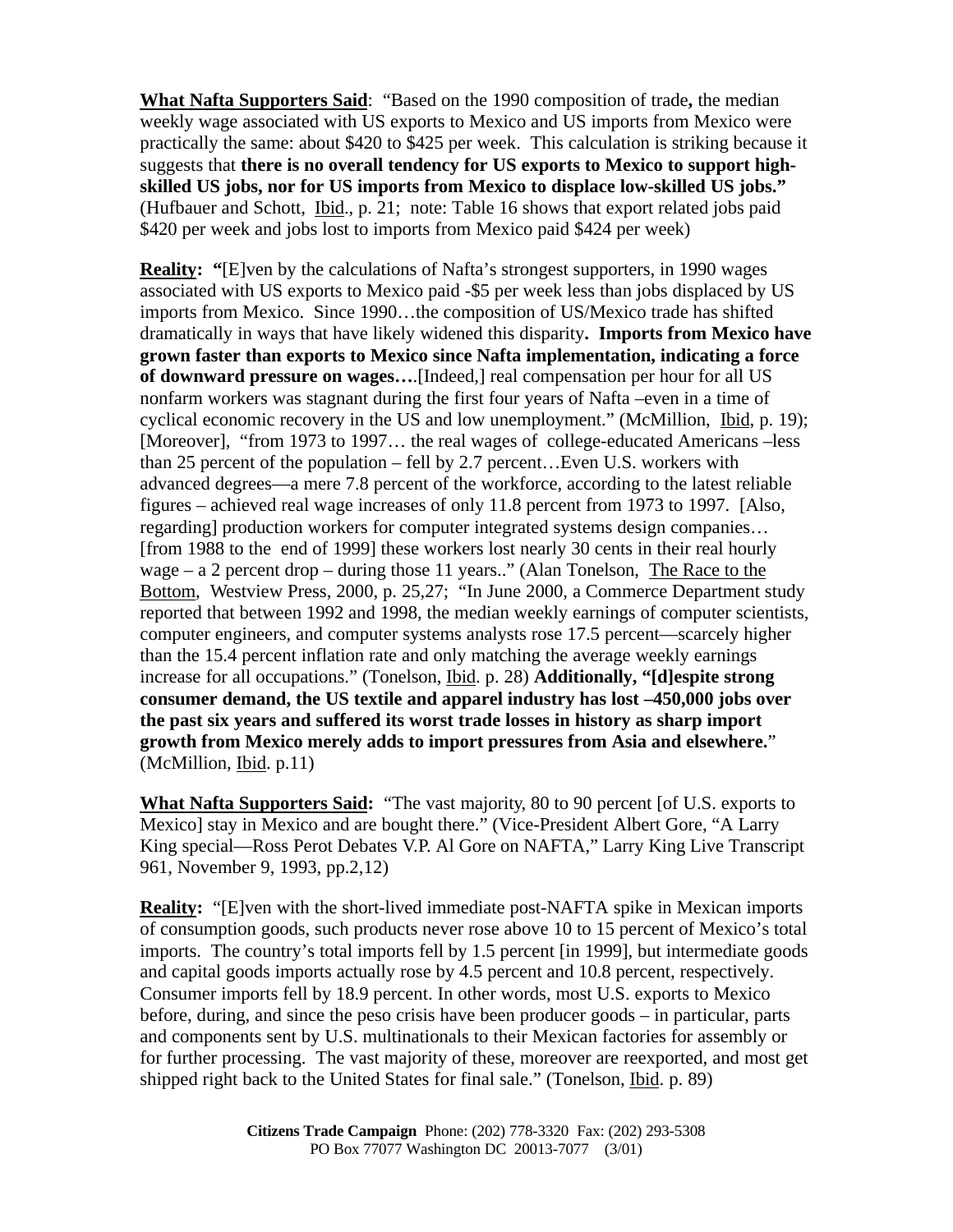**What Nafta Supporters Said**: "Based on the 1990 composition of trade**,** the median weekly wage associated with US exports to Mexico and US imports from Mexico were practically the same: about $420 to $425 per week. This calculation is striking because it suggests that **there is no overall tendency for US exports to Mexico to support high-skilled US jobs, nor for US imports from Mexico to displace low-skilled US jobs."** (Hufbauer and Schott, Ibid., p. 21; note: Table 16 shows that export related jobs paid $420 per week and jobs lost to imports from Mexico paid $424 per week)

**Reality: "**[E]ven by the calculations of Nafta's strongest supporters, in 1990 wages associated with US exports to Mexico paid -$5 per week less than jobs displaced by US imports from Mexico. Since 1990…the composition of US/Mexico trade has shifted dramatically in ways that have likely widened this disparity**. Imports from Mexico have grown faster than exports to Mexico since Nafta implementation, indicating a force of downward pressure on wages….**[Indeed,] real compensation per hour for all US nonfarm workers was stagnant during the first four years of Nafta –even in a time of cyclical economic recovery in the US and low unemployment." (McMillion, Ibid, p. 19); [Moreover], "from 1973 to 1997… the real wages of college-educated Americans –less than 25 percent of the population – fell by 2.7 percent…Even U.S. workers with advanced degrees—a mere 7.8 percent of the workforce, according to the latest reliable figures – achieved real wage increases of only 11.8 percent from 1973 to 1997. [Also, regarding] production workers for computer integrated systems design companies… [from 1988 to the end of 1999] these workers lost nearly 30 cents in their real hourly wage – a 2 percent drop – during those 11 years.." (Alan Tonelson, The Race to the Bottom, Westview Press, 2000, p. 25,27; "In June 2000, a Commerce Department study reported that between 1992 and 1998, the median weekly earnings of computer scientists, computer engineers, and computer systems analysts rose 17.5 percent—scarcely higher than the 15.4 percent inflation rate and only matching the average weekly earnings increase for all occupations." (Tonelson, Ibid. p. 28) **Additionally, "[d]espite strong consumer demand, the US textile and apparel industry has lost –450,000 jobs over the past six years and suffered its worst trade losses in history as sharp import growth from Mexico merely adds to import pressures from Asia and elsewhere.**" (McMillion, Ibid. p.11)

**What Nafta Supporters Said:** "The vast majority, 80 to 90 percent [of U.S. exports to Mexico] stay in Mexico and are bought there." (Vice-President Albert Gore, "A Larry King special—Ross Perot Debates V.P. Al Gore on NAFTA," Larry King Live Transcript 961, November 9, 1993, pp.2,12)

**Reality:** "[E]ven with the short-lived immediate post-NAFTA spike in Mexican imports of consumption goods, such products never rose above 10 to 15 percent of Mexico's total imports. The country's total imports fell by 1.5 percent [in 1999], but intermediate goods and capital goods imports actually rose by 4.5 percent and 10.8 percent, respectively. Consumer imports fell by 18.9 percent. In other words, most U.S. exports to Mexico before, during, and since the peso crisis have been producer goods – in particular, parts and components sent by U.S. multinationals to their Mexican factories for assembly or for further processing. The vast majority of these, moreover are reexported, and most get shipped right back to the United States for final sale." (Tonelson, Ibid. p. 89)

**Citizens Trade Campaign** Phone: (202) 778-3320 Fax: (202) 293-5308
PO Box 77077 Washington DC 20013-7077 (3/01)